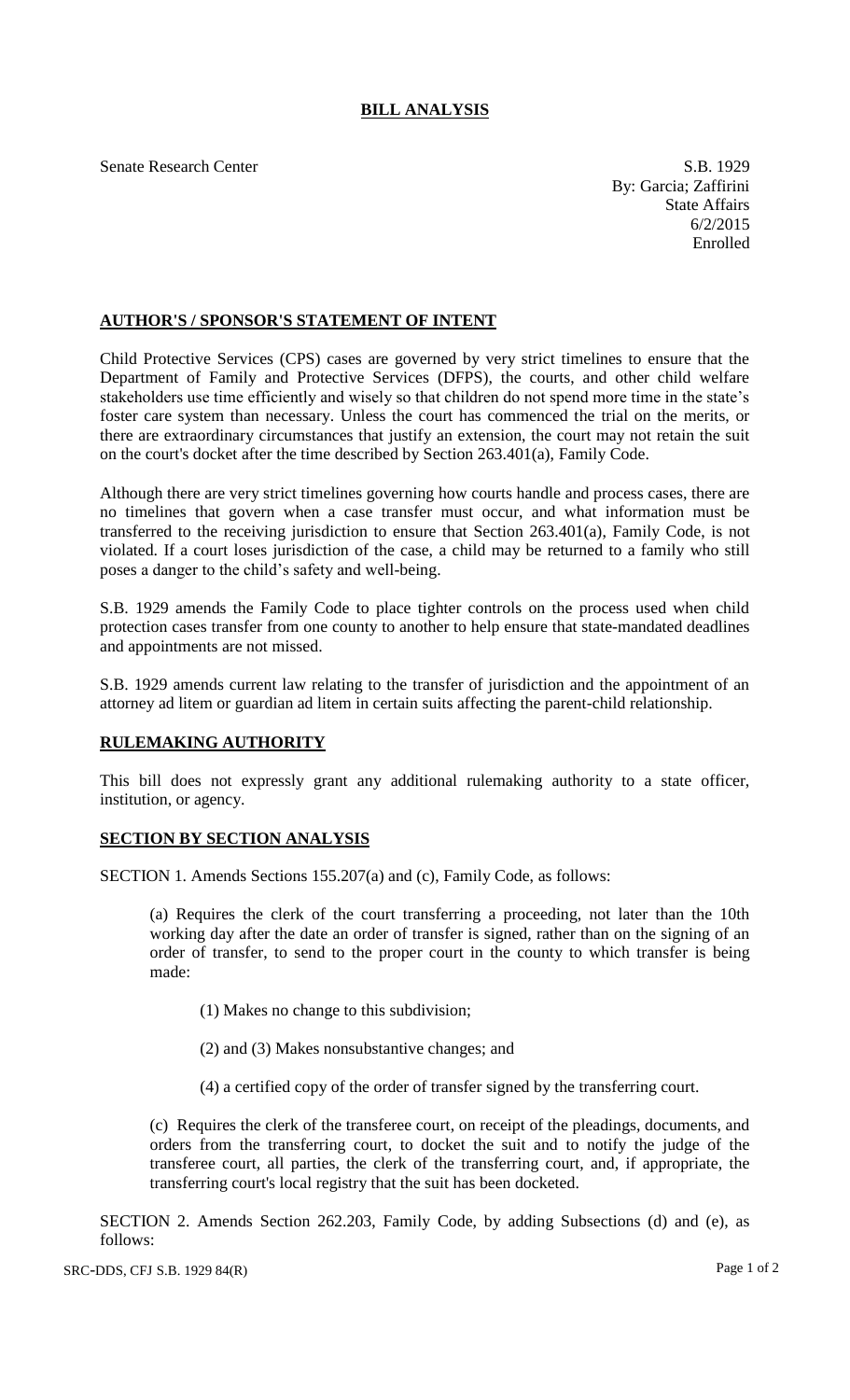# BILL ANALYSIS

Senate Research Center

S.B. 1929
By: Garcia; Zaffirini
State Affairs
6/2/2015
Enrolled

## AUTHOR'S / SPONSOR'S STATEMENT OF INTENT

Child Protective Services (CPS) cases are governed by very strict timelines to ensure that the Department of Family and Protective Services (DFPS), the courts, and other child welfare stakeholders use time efficiently and wisely so that children do not spend more time in the state's foster care system than necessary. Unless the court has commenced the trial on the merits, or there are extraordinary circumstances that justify an extension, the court may not retain the suit on the court's docket after the time described by Section 263.401(a), Family Code.

Although there are very strict timelines governing how courts handle and process cases, there are no timelines that govern when a case transfer must occur, and what information must be transferred to the receiving jurisdiction to ensure that Section 263.401(a), Family Code, is not violated. If a court loses jurisdiction of the case, a child may be returned to a family who still poses a danger to the child's safety and well-being.

S.B. 1929 amends the Family Code to place tighter controls on the process used when child protection cases transfer from one county to another to help ensure that state-mandated deadlines and appointments are not missed.

S.B. 1929 amends current law relating to the transfer of jurisdiction and the appointment of an attorney ad litem or guardian ad litem in certain suits affecting the parent-child relationship.

## RULEMAKING AUTHORITY

This bill does not expressly grant any additional rulemaking authority to a state officer, institution, or agency.

## SECTION BY SECTION ANALYSIS

SECTION 1. Amends Sections 155.207(a) and (c), Family Code, as follows:

(a) Requires the clerk of the court transferring a proceeding, not later than the 10th working day after the date an order of transfer is signed, rather than on the signing of an order of transfer, to send to the proper court in the county to which transfer is being made:

(1) Makes no change to this subdivision;

(2) and (3) Makes nonsubstantive changes; and

(4) a certified copy of the order of transfer signed by the transferring court.

(c) Requires the clerk of the transferee court, on receipt of the pleadings, documents, and orders from the transferring court, to docket the suit and to notify the judge of the transferee court, all parties, the clerk of the transferring court, and, if appropriate, the transferring court's local registry that the suit has been docketed.

SECTION 2. Amends Section 262.203, Family Code, by adding Subsections (d) and (e), as follows: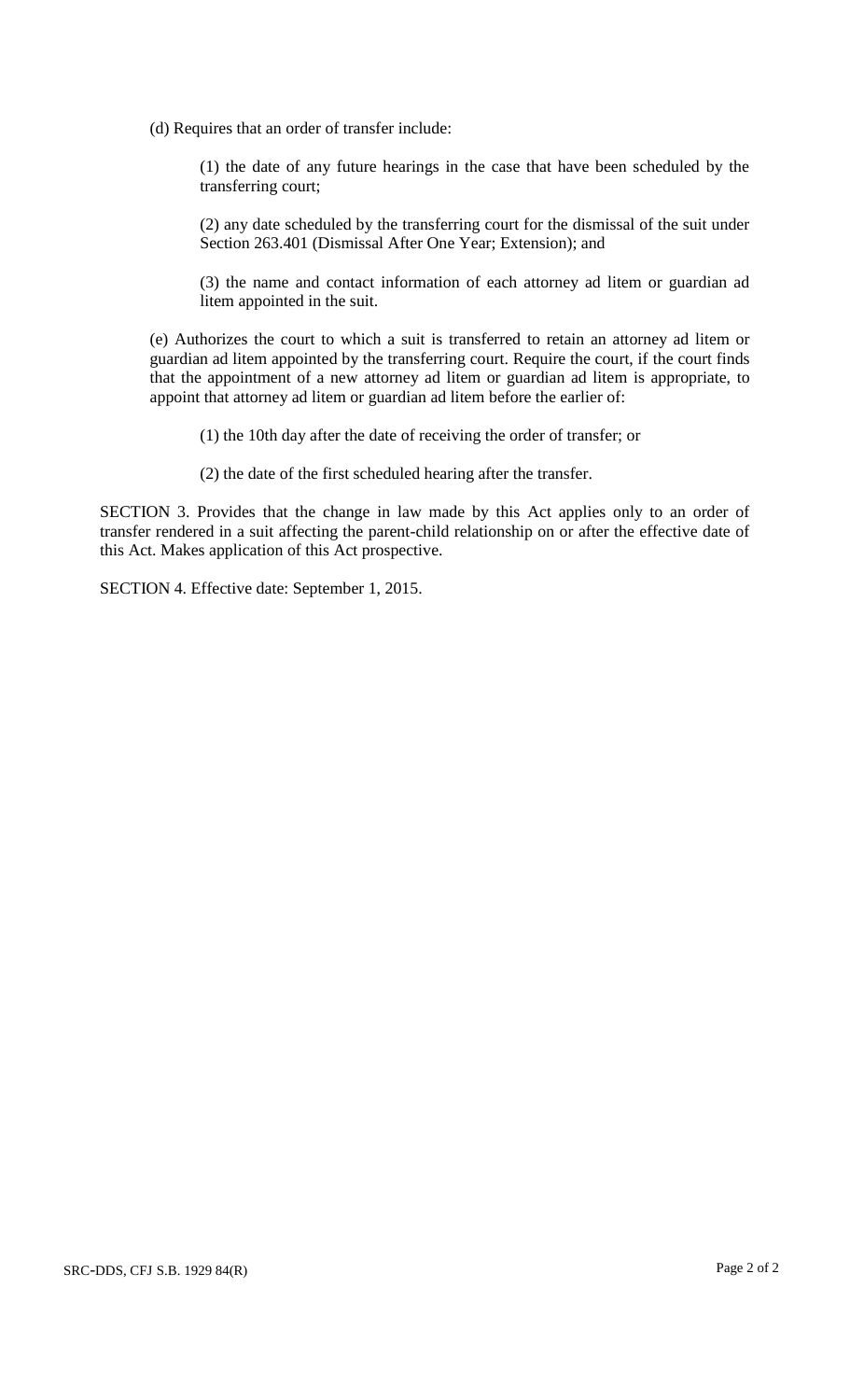(d) Requires that an order of transfer include:

(1) the date of any future hearings in the case that have been scheduled by the transferring court;

(2) any date scheduled by the transferring court for the dismissal of the suit under Section 263.401 (Dismissal After One Year; Extension); and

(3) the name and contact information of each attorney ad litem or guardian ad litem appointed in the suit.

(e) Authorizes the court to which a suit is transferred to retain an attorney ad litem or guardian ad litem appointed by the transferring court. Require the court, if the court finds that the appointment of a new attorney ad litem or guardian ad litem is appropriate, to appoint that attorney ad litem or guardian ad litem before the earlier of:

(1) the 10th day after the date of receiving the order of transfer; or

(2) the date of the first scheduled hearing after the transfer.

SECTION 3. Provides that the change in law made by this Act applies only to an order of transfer rendered in a suit affecting the parent-child relationship on or after the effective date of this Act. Makes application of this Act prospective.

SECTION 4. Effective date: September 1, 2015.